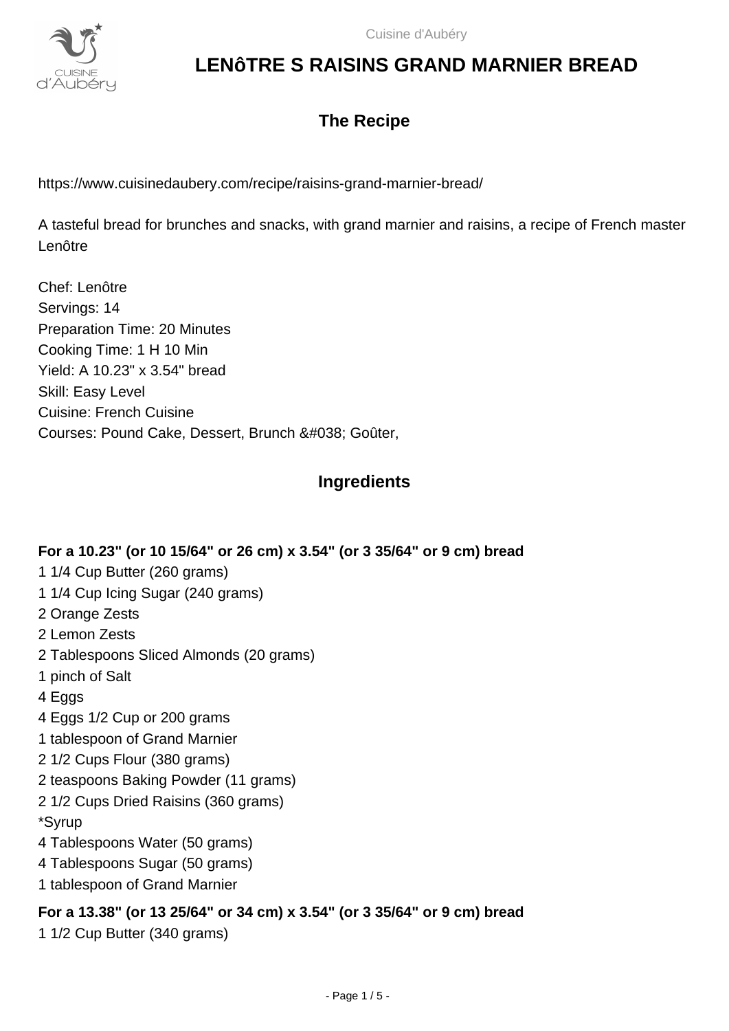# LENôTRE S RAISINS GRAND MARNIER BREAD

## The Recipe

https://www.cuisinedaubery.com/recipe/raisins-grand-marnier-bread/

A tasteful bread for brunches and snacks, with grand marnier and raisins, a recipe of French master Lenôtre

Chef: Lenôtre
Servings: 14
Preparation Time: 20 Minutes
Cooking Time: 1 H 10 Min
Yield: A 10.23" x 3.54" bread
Skill: Easy Level
Cuisine: French Cuisine
Courses: Pound Cake, Dessert, Brunch &#038; Goûter,

## Ingredients

**For a 10.23" (or 10 15/64" or 26 cm) x 3.54" (or 3 35/64" or 9 cm) bread**

1 1/4 Cup Butter (260 grams)
1 1/4 Cup Icing Sugar (240 grams)
2 Orange Zests
2 Lemon Zests
2 Tablespoons Sliced Almonds (20 grams)
1 pinch of Salt
4 Eggs
4 Eggs 1/2 Cup or 200 grams
1 tablespoon of Grand Marnier
2 1/2 Cups Flour (380 grams)
2 teaspoons Baking Powder (11 grams)
2 1/2 Cups Dried Raisins (360 grams)
*Syrup
4 Tablespoons Water (50 grams)
4 Tablespoons Sugar (50 grams)
1 tablespoon of Grand Marnier

**For a 13.38" (or 13 25/64" or 34 cm) x 3.54" (or 3 35/64" or 9 cm) bread**

1 1/2 Cup Butter (340 grams)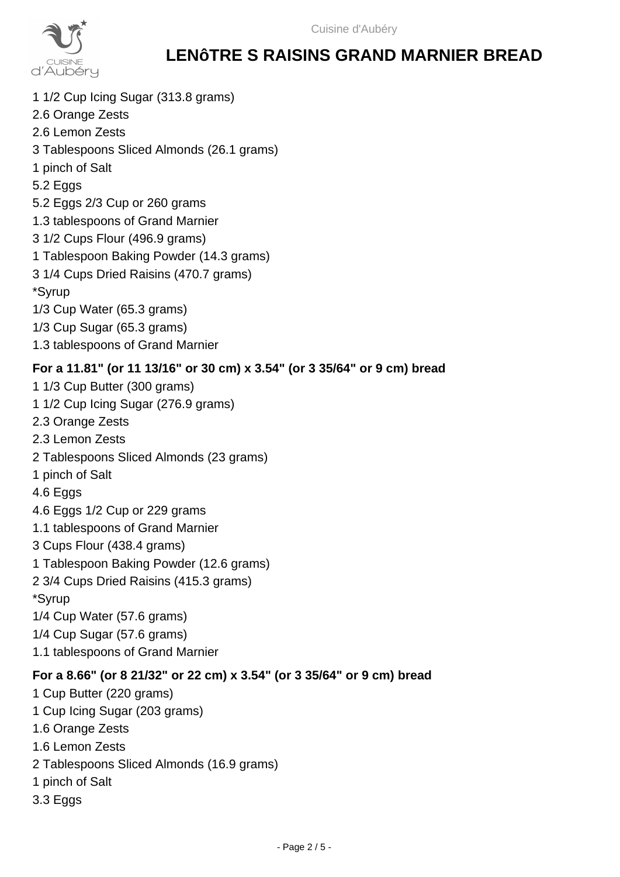# LENôTRE S RAISINS GRAND MARNIER BREAD

1 1/2 Cup Icing Sugar (313.8 grams)
2.6 Orange Zests
2.6 Lemon Zests
3 Tablespoons Sliced Almonds (26.1 grams)
1 pinch of Salt
5.2 Eggs
5.2 Eggs 2/3 Cup or 260 grams
1.3 tablespoons of Grand Marnier
3 1/2 Cups Flour (496.9 grams)
1 Tablespoon Baking Powder (14.3 grams)
3 1/4 Cups Dried Raisins (470.7 grams)
*Syrup
1/3 Cup Water (65.3 grams)
1/3 Cup Sugar (65.3 grams)
1.3 tablespoons of Grand Marnier

**For a 11.81" (or 11 13/16" or 30 cm) x 3.54" (or 3 35/64" or 9 cm) bread**

1 1/3 Cup Butter (300 grams)
1 1/2 Cup Icing Sugar (276.9 grams)
2.3 Orange Zests
2.3 Lemon Zests
2 Tablespoons Sliced Almonds (23 grams)
1 pinch of Salt
4.6 Eggs
4.6 Eggs 1/2 Cup or 229 grams
1.1 tablespoons of Grand Marnier
3 Cups Flour (438.4 grams)
1 Tablespoon Baking Powder (12.6 grams)
2 3/4 Cups Dried Raisins (415.3 grams)
*Syrup
1/4 Cup Water (57.6 grams)
1/4 Cup Sugar (57.6 grams)
1.1 tablespoons of Grand Marnier

**For a 8.66" (or 8 21/32" or 22 cm) x 3.54" (or 3 35/64" or 9 cm) bread**

1 Cup Butter (220 grams)
1 Cup Icing Sugar (203 grams)
1.6 Orange Zests
1.6 Lemon Zests
2 Tablespoons Sliced Almonds (16.9 grams)
1 pinch of Salt
3.3 Eggs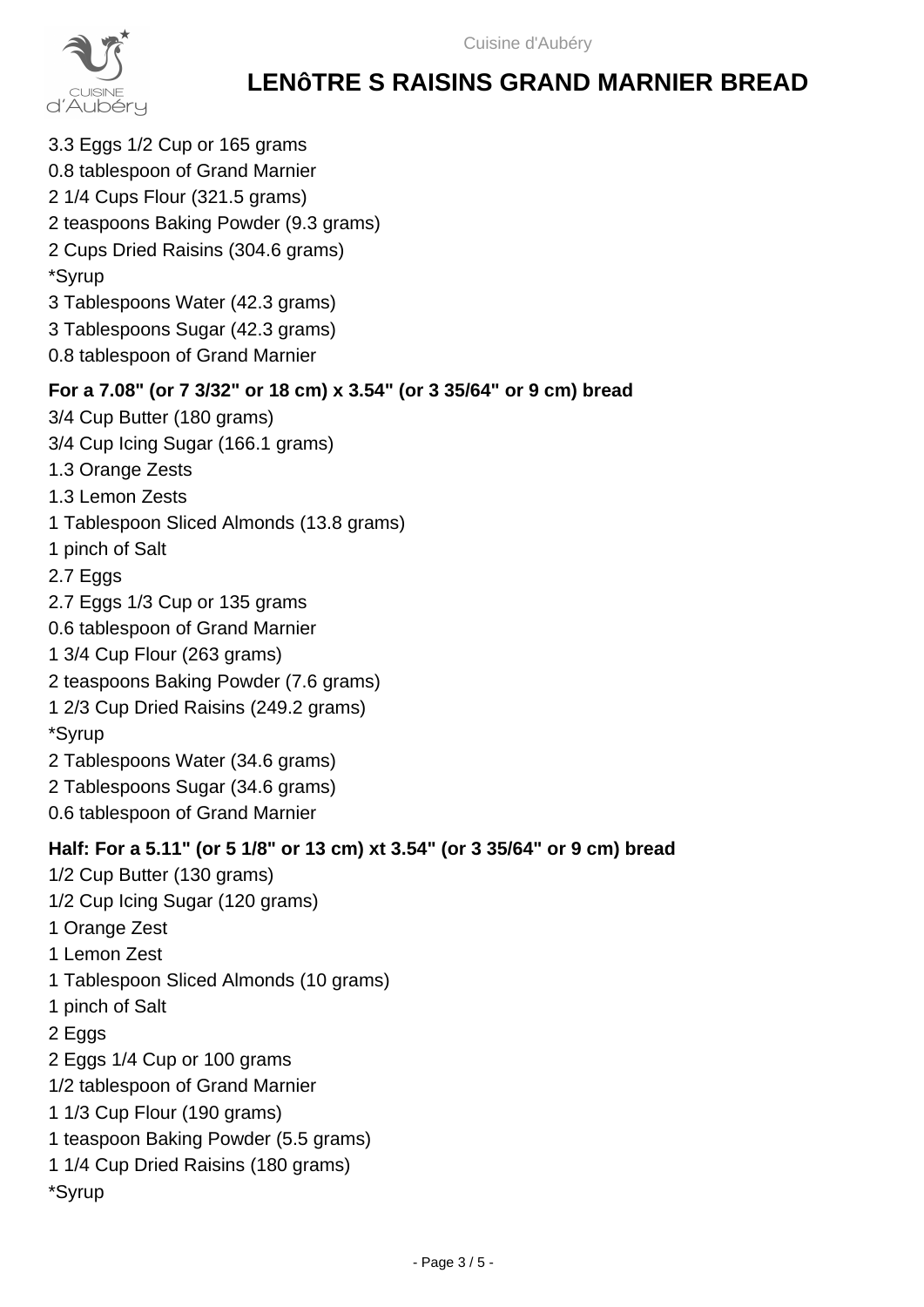3.3 Eggs 1/2 Cup or 165 grams
0.8 tablespoon of Grand Marnier
2 1/4 Cups Flour (321.5 grams)
2 teaspoons Baking Powder (9.3 grams)
2 Cups Dried Raisins (304.6 grams)
*Syrup
3 Tablespoons Water (42.3 grams)
3 Tablespoons Sugar (42.3 grams)
0.8 tablespoon of Grand Marnier

**For a 7.08" (or 7 3/32" or 18 cm) x 3.54" (or 3 35/64" or 9 cm) bread**

3/4 Cup Butter (180 grams)
3/4 Cup Icing Sugar (166.1 grams)
1.3 Orange Zests
1.3 Lemon Zests
1 Tablespoon Sliced Almonds (13.8 grams)
1 pinch of Salt
2.7 Eggs
2.7 Eggs 1/3 Cup or 135 grams
0.6 tablespoon of Grand Marnier
1 3/4 Cup Flour (263 grams)
2 teaspoons Baking Powder (7.6 grams)
1 2/3 Cup Dried Raisins (249.2 grams)
*Syrup
2 Tablespoons Water (34.6 grams)
2 Tablespoons Sugar (34.6 grams)
0.6 tablespoon of Grand Marnier

**Half: For a 5.11" (or 5 1/8" or 13 cm) xt 3.54" (or 3 35/64" or 9 cm) bread**

1/2 Cup Butter (130 grams)
1/2 Cup Icing Sugar (120 grams)
1 Orange Zest
1 Lemon Zest
1 Tablespoon Sliced Almonds (10 grams)
1 pinch of Salt
2 Eggs
2 Eggs 1/4 Cup or 100 grams
1/2 tablespoon of Grand Marnier
1 1/3 Cup Flour (190 grams)
1 teaspoon Baking Powder (5.5 grams)
1 1/4 Cup Dried Raisins (180 grams)
*Syrup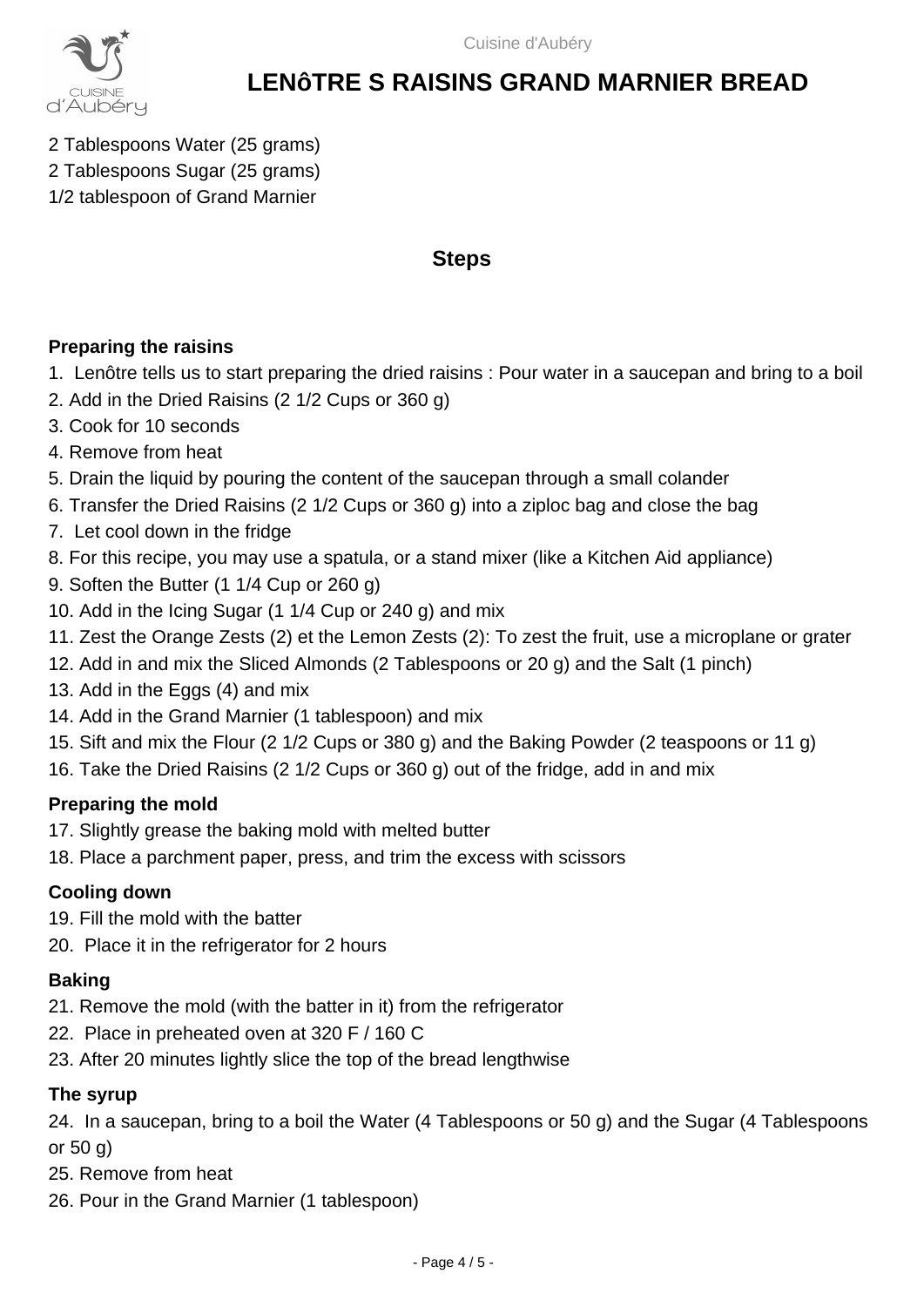# LENôTRE S RAISINS GRAND MARNIER BREAD

2 Tablespoons Water (25 grams)
2 Tablespoons Sugar (25 grams)
1/2 tablespoon of Grand Marnier

## Steps

### Preparing the raisins

1. Lenôtre tells us to start preparing the dried raisins : Pour water in a saucepan and bring to a boil
2. Add in the Dried Raisins (2 1/2 Cups or 360 g)
3. Cook for 10 seconds
4. Remove from heat
5. Drain the liquid by pouring the content of the saucepan through a small colander
6. Transfer the Dried Raisins (2 1/2 Cups or 360 g) into a ziploc bag and close the bag
7. Let cool down in the fridge
8. For this recipe, you may use a spatula, or a stand mixer (like a Kitchen Aid appliance)
9. Soften the Butter (1 1/4 Cup or 260 g)
10. Add in the Icing Sugar (1 1/4 Cup or 240 g) and mix
11. Zest the Orange Zests (2) et the Lemon Zests (2): To zest the fruit, use a microplane or grater
12. Add in and mix the Sliced Almonds (2 Tablespoons or 20 g) and the Salt (1 pinch)
13. Add in the Eggs (4) and mix
14. Add in the Grand Marnier (1 tablespoon) and mix
15. Sift and mix the Flour (2 1/2 Cups or 380 g) and the Baking Powder (2 teaspoons or 11 g)
16. Take the Dried Raisins (2 1/2 Cups or 360 g) out of the fridge, add in and mix

### Preparing the mold

17. Slightly grease the baking mold with melted butter
18. Place a parchment paper, press, and trim the excess with scissors

### Cooling down

19. Fill the mold with the batter
20. Place it in the refrigerator for 2 hours

### Baking

21. Remove the mold (with the batter in it) from the refrigerator
22. Place in preheated oven at 320 F / 160 C
23. After 20 minutes lightly slice the top of the bread lengthwise

### The syrup

24. In a saucepan, bring to a boil the Water (4 Tablespoons or 50 g) and the Sugar (4 Tablespoons or 50 g)
25. Remove from heat
26. Pour in the Grand Marnier (1 tablespoon)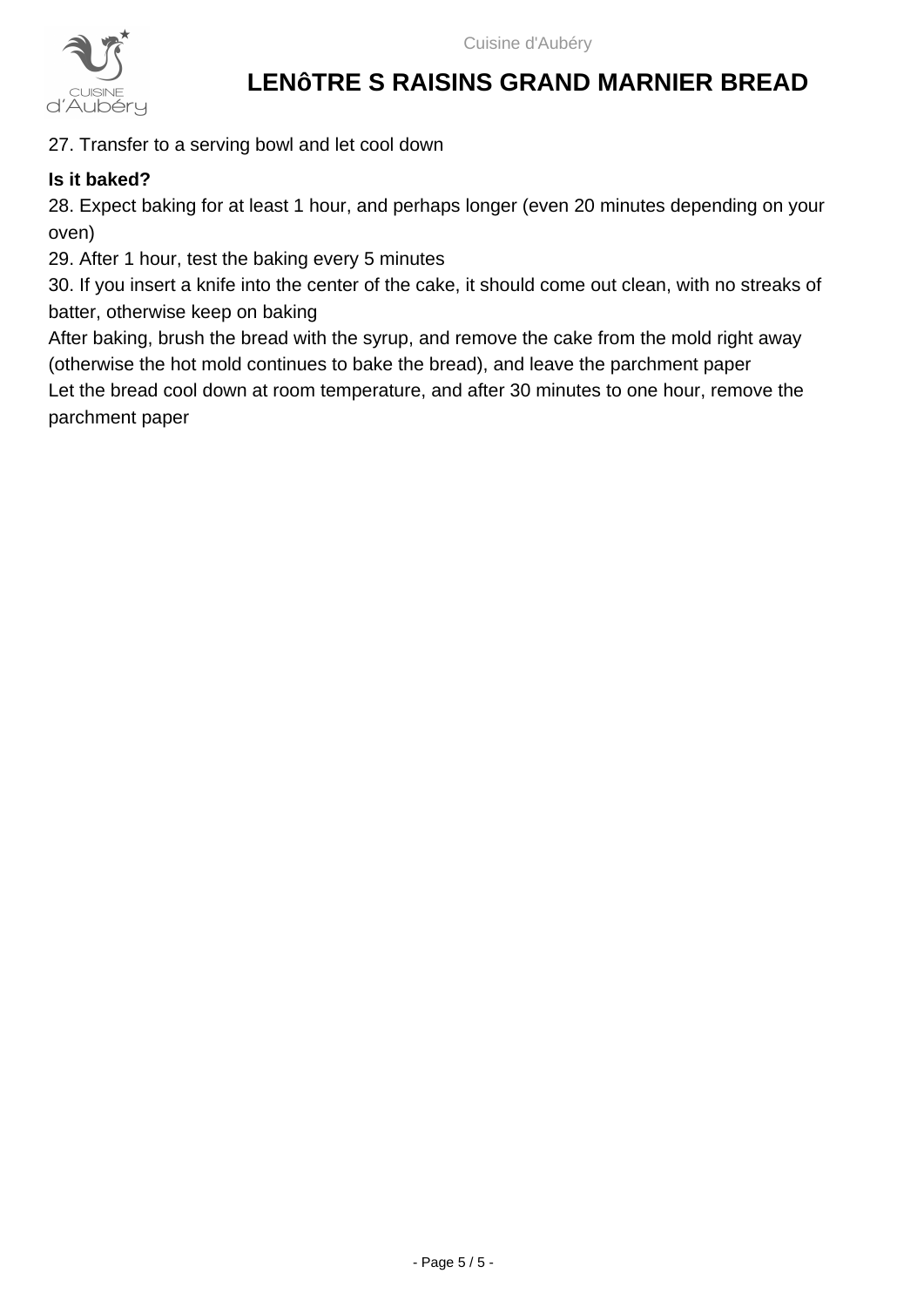27. Transfer to a serving bowl and let cool down

**Is it baked?**

28. Expect baking for at least 1 hour, and perhaps longer (even 20 minutes depending on your oven)

29. After 1 hour, test the baking every 5 minutes

30. If you insert a knife into the center of the cake, it should come out clean, with no streaks of batter, otherwise keep on baking

After baking, brush the bread with the syrup, and remove the cake from the mold right away (otherwise the hot mold continues to bake the bread), and leave the parchment paper

Let the bread cool down at room temperature, and after 30 minutes to one hour, remove the parchment paper